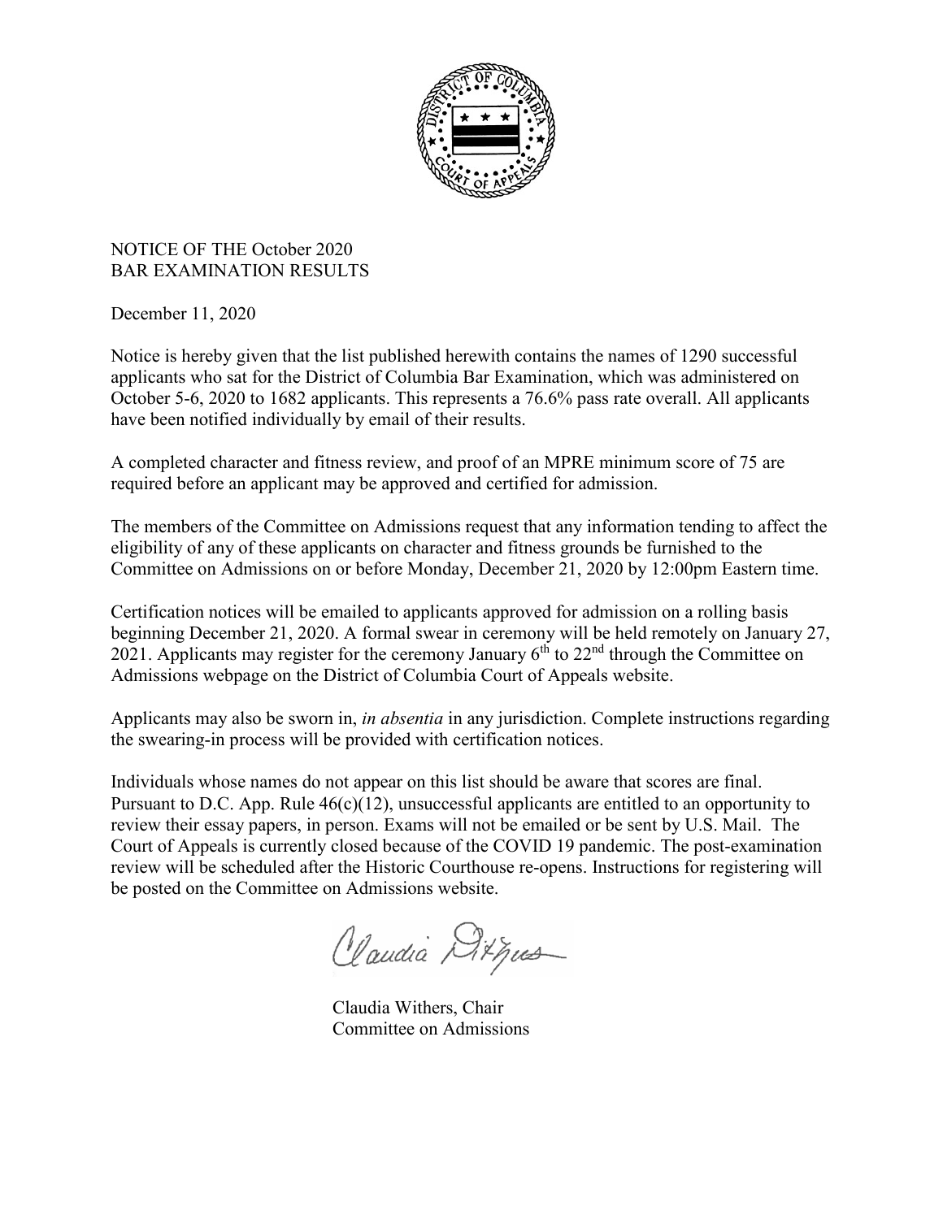NOTICE OF THE October 2020
BAR EXAMINATION RESULTS

December 11, 2020

Notice is hereby given that the list published herewith contains the names of 1290 successful applicants who sat for the District of Columbia Bar Examination, which was administered on October 5-6, 2020 to 1682 applicants. This represents a 76.6% pass rate overall. All applicants have been notified individually by email of their results.

A completed character and fitness review, and proof of an MPRE minimum score of 75 are required before an applicant may be approved and certified for admission.

The members of the Committee on Admissions request that any information tending to affect the eligibility of any of these applicants on character and fitness grounds be furnished to the Committee on Admissions on or before Monday, December 21, 2020 by 12:00pm Eastern time.

Certification notices will be emailed to applicants approved for admission on a rolling basis beginning December 21, 2020. A formal swear in ceremony will be held remotely on January 27, 2021. Applicants may register for the ceremony January 6th to 22nd through the Committee on Admissions webpage on the District of Columbia Court of Appeals website.

Applicants may also be sworn in, *in absentia* in any jurisdiction. Complete instructions regarding the swearing-in process will be provided with certification notices.

Individuals whose names do not appear on this list should be aware that scores are final. Pursuant to D.C. App. Rule 46(c)(12), unsuccessful applicants are entitled to an opportunity to review their essay papers, in person. Exams will not be emailed or be sent by U.S. Mail. The Court of Appeals is currently closed because of the COVID 19 pandemic. The post-examination review will be scheduled after the Historic Courthouse re-opens. Instructions for registering will be posted on the Committee on Admissions website.

Claudia Withers, Chair
Committee on Admissions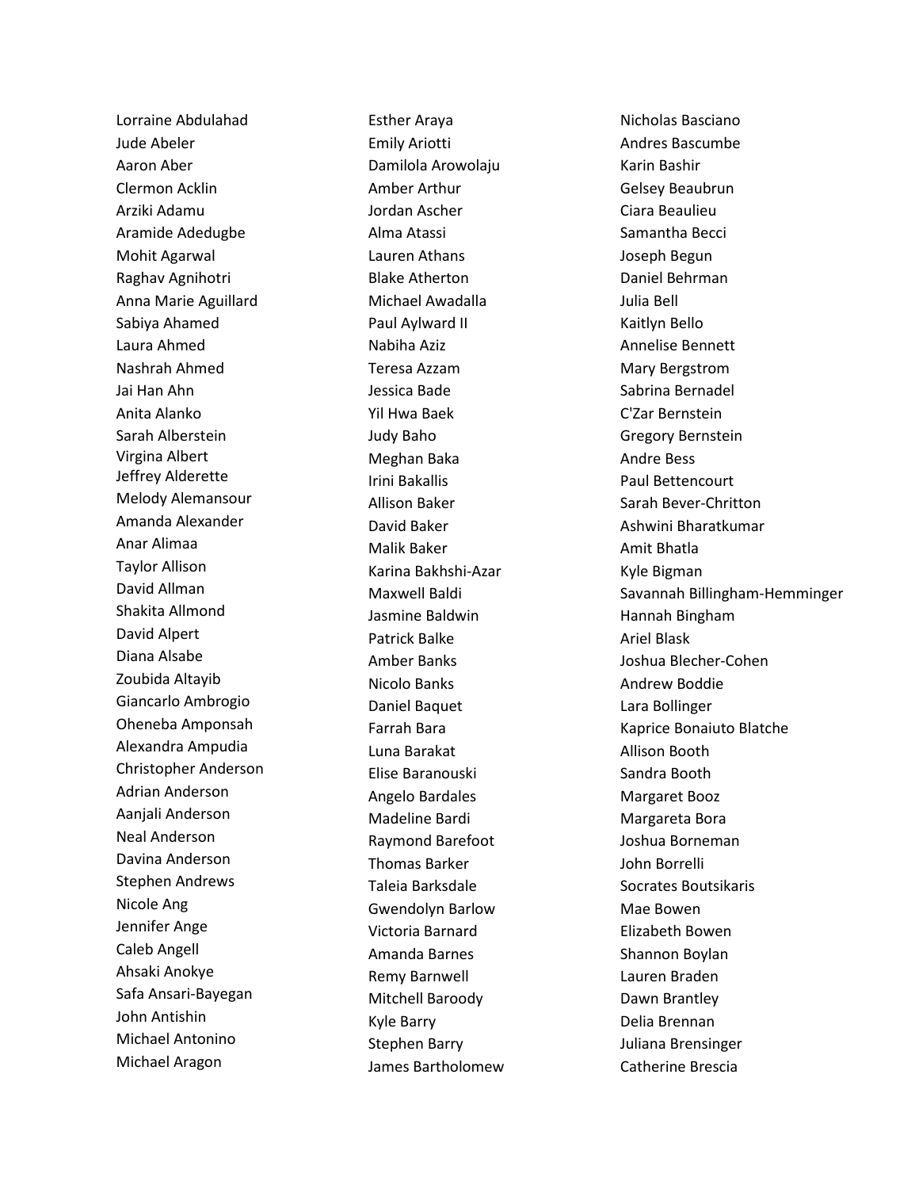Lorraine Abdulahad
Jude Abeler
Aaron Aber
Clermon Acklin
Arziki Adamu
Aramide Adedugbe
Mohit Agarwal
Raghav Agnihotri
Anna Marie Aguillard
Sabiya Ahamed
Laura Ahmed
Nashrah Ahmed
Jai Han Ahn
Anita Alanko
Sarah Alberstein
Virgina Albert
Jeffrey Alderette
Melody Alemansour
Amanda Alexander
Anar Alimaa
Taylor Allison
David Allman
Shakita Allmond
David Alpert
Diana Alsabe
Zoubida Altayib
Giancarlo Ambrogio
Oheneba Amponsah
Alexandra Ampudia
Christopher Anderson
Adrian Anderson
Aanjali Anderson
Neal Anderson
Davina Anderson
Stephen Andrews
Nicole Ang
Jennifer Ange
Caleb Angell
Ahsaki Anokye
Safa Ansari-Bayegan
John Antishin
Michael Antonino
Michael Aragon
Esther Araya
Emily Ariotti
Damilola Arowolaju
Amber Arthur
Jordan Ascher
Alma Atassi
Lauren Athans
Blake Atherton
Michael Awadalla
Paul Aylward II
Nabiha Aziz
Teresa Azzam
Jessica Bade
Yil Hwa Baek
Judy Baho
Meghan Baka
Irini Bakallis
Allison Baker
David Baker
Malik Baker
Karina Bakhshi-Azar
Maxwell Baldi
Jasmine Baldwin
Patrick Balke
Amber Banks
Nicolo Banks
Daniel Baquet
Farrah Bara
Luna Barakat
Elise Baranouski
Angelo Bardales
Madeline Bardi
Raymond Barefoot
Thomas Barker
Taleia Barksdale
Gwendolyn Barlow
Victoria Barnard
Amanda Barnes
Remy Barnwell
Mitchell Baroody
Kyle Barry
Stephen Barry
James Bartholomew
Nicholas Basciano
Andres Bascumbe
Karin Bashir
Gelsey Beaubrun
Ciara Beaulieu
Samantha Becci
Joseph Begun
Daniel Behrman
Julia Bell
Kaitlyn Bello
Annelise Bennett
Mary Bergstrom
Sabrina Bernadel
C'Zar Bernstein
Gregory Bernstein
Andre Bess
Paul Bettencourt
Sarah Bever-Chritton
Ashwini Bharatkumar
Amit Bhatla
Kyle Bigman
Savannah Billingham-Hemminger
Hannah Bingham
Ariel Blask
Joshua Blecher-Cohen
Andrew Boddie
Lara Bollinger
Kaprice Bonaiuto Blatche
Allison Booth
Sandra Booth
Margaret Booz
Margareta Bora
Joshua Borneman
John Borrelli
Socrates Boutsikaris
Mae Bowen
Elizabeth Bowen
Shannon Boylan
Lauren Braden
Dawn Brantley
Delia Brennan
Juliana Brensinger
Catherine Brescia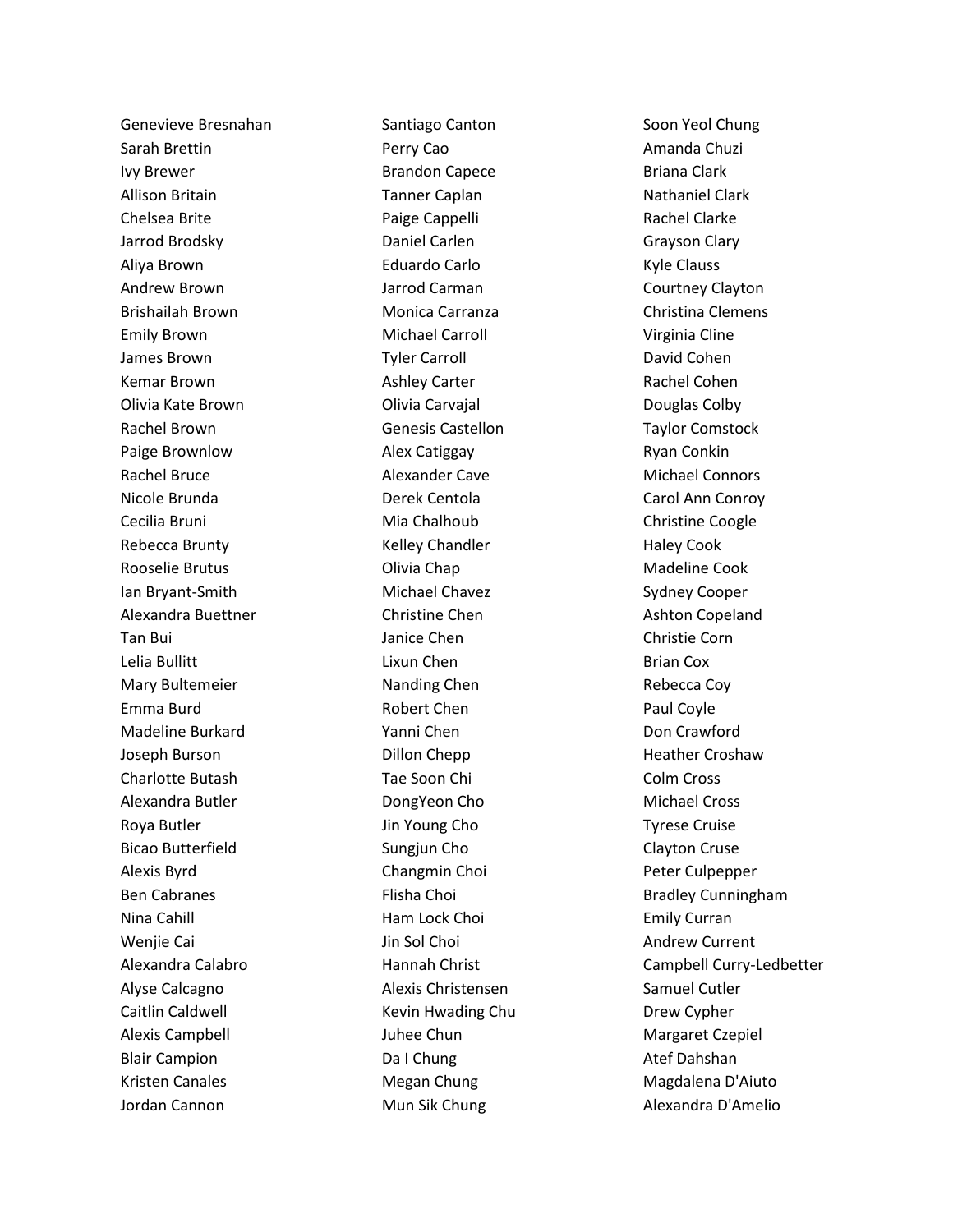Genevieve Bresnahan
Sarah Brettin
Ivy Brewer
Allison Britain
Chelsea Brite
Jarrod Brodsky
Aliya Brown
Andrew Brown
Brishailah Brown
Emily Brown
James Brown
Kemar Brown
Olivia Kate Brown
Rachel Brown
Paige Brownlow
Rachel Bruce
Nicole Brunda
Cecilia Bruni
Rebecca Brunty
Rooselie Brutus
Ian Bryant-Smith
Alexandra Buettner
Tan Bui
Lelia Bullitt
Mary Bultemeier
Emma Burd
Madeline Burkard
Joseph Burson
Charlotte Butash
Alexandra Butler
Roya Butler
Bicao Butterfield
Alexis Byrd
Ben Cabranes
Nina Cahill
Wenjie Cai
Alexandra Calabro
Alyse Calcagno
Caitlin Caldwell
Alexis Campbell
Blair Campion
Kristen Canales
Jordan Cannon
Santiago Canton
Perry Cao
Brandon Capece
Tanner Caplan
Paige Cappelli
Daniel Carlen
Eduardo Carlo
Jarrod Carman
Monica Carranza
Michael Carroll
Tyler Carroll
Ashley Carter
Olivia Carvajal
Genesis Castellon
Alex Catiggay
Alexander Cave
Derek Centola
Mia Chalhoub
Kelley Chandler
Olivia Chap
Michael Chavez
Christine Chen
Janice Chen
Lixun Chen
Nanding Chen
Robert Chen
Yanni Chen
Dillon Chepp
Tae Soon Chi
DongYeon Cho
Jin Young Cho
Sungjun Cho
Changmin Choi
Flisha Choi
Ham Lock Choi
Jin Sol Choi
Hannah Christ
Alexis Christensen
Kevin Hwading Chu
Juhee Chun
Da I Chung
Megan Chung
Mun Sik Chung
Soon Yeol Chung
Amanda Chuzi
Briana Clark
Nathaniel Clark
Rachel Clarke
Grayson Clary
Kyle Clauss
Courtney Clayton
Christina Clemens
Virginia Cline
David Cohen
Rachel Cohen
Douglas Colby
Taylor Comstock
Ryan Conkin
Michael Connors
Carol Ann Conroy
Christine Coogle
Haley Cook
Madeline Cook
Sydney Cooper
Ashton Copeland
Christie Corn
Brian Cox
Rebecca Coy
Paul Coyle
Don Crawford
Heather Croshaw
Colm Cross
Michael Cross
Tyrese Cruise
Clayton Cruse
Peter Culpepper
Bradley Cunningham
Emily Curran
Andrew Current
Campbell Curry-Ledbetter
Samuel Cutler
Drew Cypher
Margaret Czepiel
Atef Dahshan
Magdalena D'Aiuto
Alexandra D'Amelio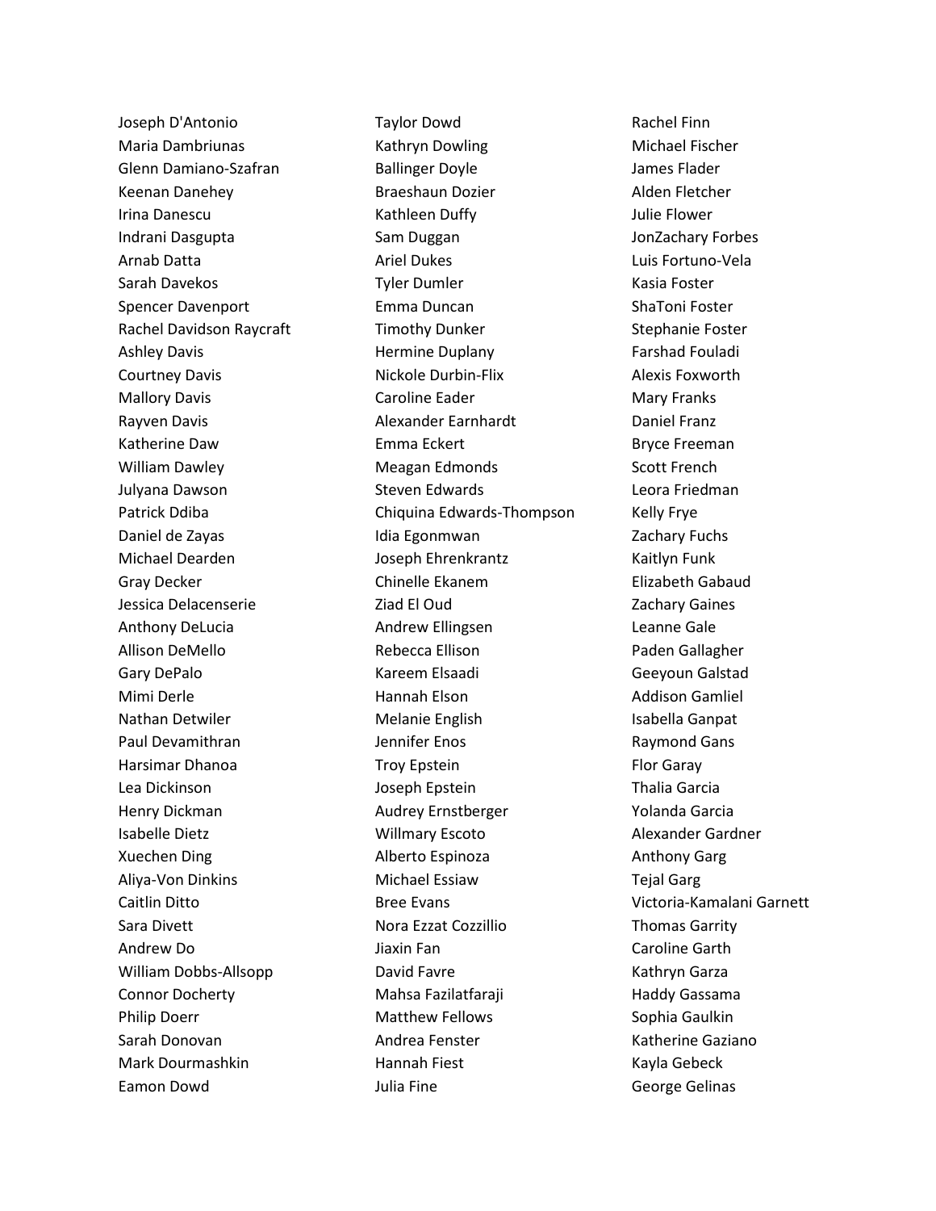Joseph D'Antonio
Maria Dambriunas
Glenn Damiano-Szafran
Keenan Danehey
Irina Danescu
Indrani Dasgupta
Arnab Datta
Sarah Davekos
Spencer Davenport
Rachel Davidson Raycraft
Ashley Davis
Courtney Davis
Mallory Davis
Rayven Davis
Katherine Daw
William Dawley
Julyana Dawson
Patrick Ddiba
Daniel de Zayas
Michael Dearden
Gray Decker
Jessica Delacenserie
Anthony DeLucia
Allison DeMello
Gary DePalo
Mimi Derle
Nathan Detwiler
Paul Devamithran
Harsimar Dhanoa
Lea Dickinson
Henry Dickman
Isabelle Dietz
Xuechen Ding
Aliya-Von Dinkins
Caitlin Ditto
Sara Divett
Andrew Do
William Dobbs-Allsopp
Connor Docherty
Philip Doerr
Sarah Donovan
Mark Dourmashkin
Eamon Dowd
Taylor Dowd
Kathryn Dowling
Ballinger Doyle
Braeshaun Dozier
Kathleen Duffy
Sam Duggan
Ariel Dukes
Tyler Dumler
Emma Duncan
Timothy Dunker
Hermine Duplany
Nickole Durbin-Flix
Caroline Eader
Alexander Earnhardt
Emma Eckert
Meagan Edmonds
Steven Edwards
Chiquina Edwards-Thompson
Idia Egonmwan
Joseph Ehrenkrantz
Chinelle Ekanem
Ziad El Oud
Andrew Ellingsen
Rebecca Ellison
Kareem Elsaadi
Hannah Elson
Melanie English
Jennifer Enos
Troy Epstein
Joseph Epstein
Audrey Ernstberger
Willmary Escoto
Alberto Espinoza
Michael Essiaw
Bree Evans
Nora Ezzat Cozzillio
Jiaxin Fan
David Favre
Mahsa Fazilatfaraji
Matthew Fellows
Andrea Fenster
Hannah Fiest
Julia Fine
Rachel Finn
Michael Fischer
James Flader
Alden Fletcher
Julie Flower
JonZachary Forbes
Luis Fortuno-Vela
Kasia Foster
ShaToni Foster
Stephanie Foster
Farshad Fouladi
Alexis Foxworth
Mary Franks
Daniel Franz
Bryce Freeman
Scott French
Leora Friedman
Kelly Frye
Zachary Fuchs
Kaitlyn Funk
Elizabeth Gabaud
Zachary Gaines
Leanne Gale
Paden Gallagher
Geeyoun Galstad
Addison Gamliel
Isabella Ganpat
Raymond Gans
Flor Garay
Thalia Garcia
Yolanda Garcia
Alexander Gardner
Anthony Garg
Tejal Garg
Victoria-Kamalani Garnett
Thomas Garrity
Caroline Garth
Kathryn Garza
Haddy Gassama
Sophia Gaulkin
Katherine Gaziano
Kayla Gebeck
George Gelinas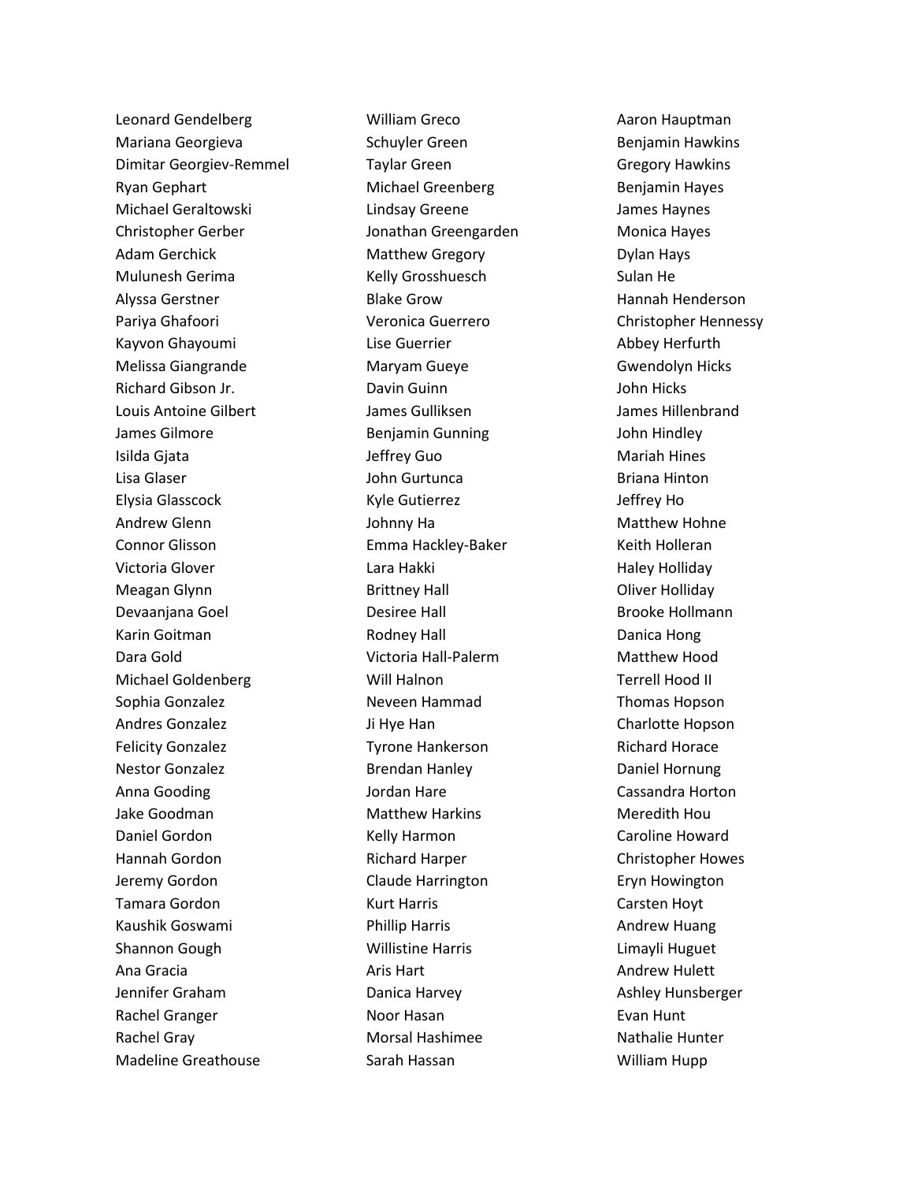Leonard Gendelberg
Mariana Georgieva
Dimitar Georgiev-Remmel
Ryan Gephart
Michael Geraltowski
Christopher Gerber
Adam Gerchick
Mulunesh Gerima
Alyssa Gerstner
Pariya Ghafoori
Kayvon Ghayoumi
Melissa Giangrande
Richard Gibson Jr.
Louis Antoine Gilbert
James Gilmore
Isilda Gjata
Lisa Glaser
Elysia Glasscock
Andrew Glenn
Connor Glisson
Victoria Glover
Meagan Glynn
Devaanjana Goel
Karin Goitman
Dara Gold
Michael Goldenberg
Sophia Gonzalez
Andres Gonzalez
Felicity Gonzalez
Nestor Gonzalez
Anna Gooding
Jake Goodman
Daniel Gordon
Hannah Gordon
Jeremy Gordon
Tamara Gordon
Kaushik Goswami
Shannon Gough
Ana Gracia
Jennifer Graham
Rachel Granger
Rachel Gray
Madeline Greathouse
William Greco
Schuyler Green
Taylar Green
Michael Greenberg
Lindsay Greene
Jonathan Greengarden
Matthew Gregory
Kelly Grosshuesch
Blake Grow
Veronica Guerrero
Lise Guerrier
Maryam Gueye
Davin Guinn
James Gulliksen
Benjamin Gunning
Jeffrey Guo
John Gurtunca
Kyle Gutierrez
Johnny Ha
Emma Hackley-Baker
Lara Hakki
Brittney Hall
Desiree Hall
Rodney Hall
Victoria Hall-Palerm
Will Halnon
Neveen Hammad
Ji Hye Han
Tyrone Hankerson
Brendan Hanley
Jordan Hare
Matthew Harkins
Kelly Harmon
Richard Harper
Claude Harrington
Kurt Harris
Phillip Harris
Willistine Harris
Aris Hart
Danica Harvey
Noor Hasan
Morsal Hashimee
Sarah Hassan
Aaron Hauptman
Benjamin Hawkins
Gregory Hawkins
Benjamin Hayes
James Haynes
Monica Hayes
Dylan Hays
Sulan He
Hannah Henderson
Christopher Hennessy
Abbey Herfurth
Gwendolyn Hicks
John Hicks
James Hillenbrand
John Hindley
Mariah Hines
Briana Hinton
Jeffrey Ho
Matthew Hohne
Keith Holleran
Haley Holliday
Oliver Holliday
Brooke Hollmann
Danica Hong
Matthew Hood
Terrell Hood II
Thomas Hopson
Charlotte Hopson
Richard Horace
Daniel Hornung
Cassandra Horton
Meredith Hou
Caroline Howard
Christopher Howes
Eryn Howington
Carsten Hoyt
Andrew Huang
Limayli Huguet
Andrew Hulett
Ashley Hunsberger
Evan Hunt
Nathalie Hunter
William Hupp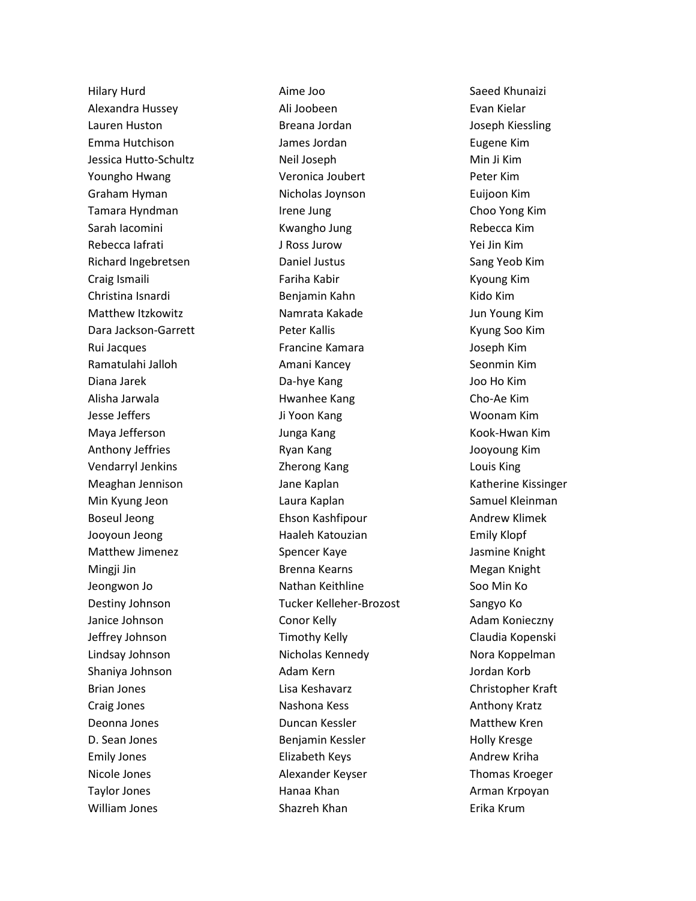Hilary Hurd
Alexandra Hussey
Lauren Huston
Emma Hutchison
Jessica Hutto-Schultz
Youngho Hwang
Graham Hyman
Tamara Hyndman
Sarah Iacomini
Rebecca Iafrati
Richard Ingebretsen
Craig Ismaili
Christina Isnardi
Matthew Itzkowitz
Dara Jackson-Garrett
Rui Jacques
Ramatulahi Jalloh
Diana Jarek
Alisha Jarwala
Jesse Jeffers
Maya Jefferson
Anthony Jeffries
Vendarryl Jenkins
Meaghan Jennison
Min Kyung Jeon
Boseul Jeong
Jooyoun Jeong
Matthew Jimenez
Mingji Jin
Jeongwon Jo
Destiny Johnson
Janice Johnson
Jeffrey Johnson
Lindsay Johnson
Shaniya Johnson
Brian Jones
Craig Jones
Deonna Jones
D. Sean Jones
Emily Jones
Nicole Jones
Taylor Jones
William Jones
Aime Joo
Ali Joobeen
Breana Jordan
James Jordan
Neil Joseph
Veronica Joubert
Nicholas Joynson
Irene Jung
Kwangho Jung
J Ross Jurow
Daniel Justus
Fariha Kabir
Benjamin Kahn
Namrata Kakade
Peter Kallis
Francine Kamara
Amani Kancey
Da-hye Kang
Hwanhee Kang
Ji Yoon Kang
Junga Kang
Ryan Kang
Zherong Kang
Jane Kaplan
Laura Kaplan
Ehson Kashfipour
Haaleh Katouzian
Spencer Kaye
Brenna Kearns
Nathan Keithline
Tucker Kelleher-Brozost
Conor Kelly
Timothy Kelly
Nicholas Kennedy
Adam Kern
Lisa Keshavarz
Nashona Kess
Duncan Kessler
Benjamin Kessler
Elizabeth Keys
Alexander Keyser
Hanaa Khan
Shazreh Khan
Saeed Khunaizi
Evan Kielar
Joseph Kiessling
Eugene Kim
Min Ji Kim
Peter Kim
Euijoon Kim
Choo Yong Kim
Rebecca Kim
Yei Jin Kim
Sang Yeob Kim
Kyoung Kim
Kido Kim
Jun Young Kim
Kyung Soo Kim
Joseph Kim
Seonmin Kim
Joo Ho Kim
Cho-Ae Kim
Woonam Kim
Kook-Hwan Kim
Jooyoung Kim
Louis King
Katherine Kissinger
Samuel Kleinman
Andrew Klimek
Emily Klopf
Jasmine Knight
Megan Knight
Soo Min Ko
Sangyo Ko
Adam Konieczny
Claudia Kopenski
Nora Koppelman
Jordan Korb
Christopher Kraft
Anthony Kratz
Matthew Kren
Holly Kresge
Andrew Kriha
Thomas Kroeger
Arman Krpoyan
Erika Krum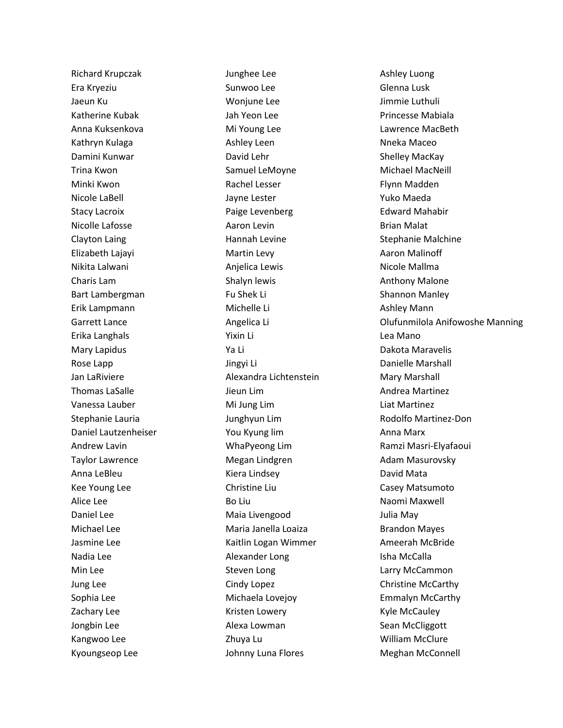Richard Krupczak
Era Kryeziu
Jaeun Ku
Katherine Kubak
Anna Kuksenkova
Kathryn Kulaga
Damini Kunwar
Trina Kwon
Minki Kwon
Nicole LaBell
Stacy Lacroix
Nicolle Lafosse
Clayton Laing
Elizabeth Lajayi
Nikita Lalwani
Charis Lam
Bart Lambergman
Erik Lampmann
Garrett Lance
Erika Langhals
Mary Lapidus
Rose Lapp
Jan LaRiviere
Thomas LaSalle
Vanessa Lauber
Stephanie Lauria
Daniel Lautzenheiser
Andrew Lavin
Taylor Lawrence
Anna LeBleu
Kee Young Lee
Alice Lee
Daniel Lee
Michael Lee
Jasmine Lee
Nadia Lee
Min Lee
Jung Lee
Sophia Lee
Zachary Lee
Jongbin Lee
Kangwoo Lee
Kyoungseop Lee
Junghee Lee
Sunwoo Lee
Wonjune Lee
Jah Yeon Lee
Mi Young Lee
Ashley Leen
David Lehr
Samuel LeMoyne
Rachel Lesser
Jayne Lester
Paige Levenberg
Aaron Levin
Hannah Levine
Martin Levy
Anjelica Lewis
Shalyn lewis
Fu Shek Li
Michelle Li
Angelica Li
Yixin Li
Ya Li
Jingyi Li
Alexandra Lichtenstein
Jieun Lim
Mi Jung Lim
Junghyun Lim
You Kyung lim
WhaPyeong Lim
Megan Lindgren
Kiera Lindsey
Christine Liu
Bo Liu
Maia Livengood
Maria Janella Loaiza
Kaitlin Logan Wimmer
Alexander Long
Steven Long
Cindy Lopez
Michaela Lovejoy
Kristen Lowery
Alexa Lowman
Zhuya Lu
Johnny Luna Flores
Ashley Luong
Glenna Lusk
Jimmie Luthuli
Princesse Mabiala
Lawrence MacBeth
Nneka Maceo
Shelley MacKay
Michael MacNeill
Flynn Madden
Yuko Maeda
Edward Mahabir
Brian Malat
Stephanie Malchine
Aaron Malinoff
Nicole Mallma
Anthony Malone
Shannon Manley
Ashley Mann
Olufunmilola Anifowoshe Manning
Lea Mano
Dakota Maravelis
Danielle Marshall
Mary Marshall
Andrea Martinez
Liat Martinez
Rodolfo Martinez-Don
Anna Marx
Ramzi Masri-Elyafaoui
Adam Masurovsky
David Mata
Casey Matsumoto
Naomi Maxwell
Julia May
Brandon Mayes
Ameerah McBride
Isha McCalla
Larry McCammon
Christine McCarthy
Emmalyn McCarthy
Kyle McCauley
Sean McCliggott
William McClure
Meghan McConnell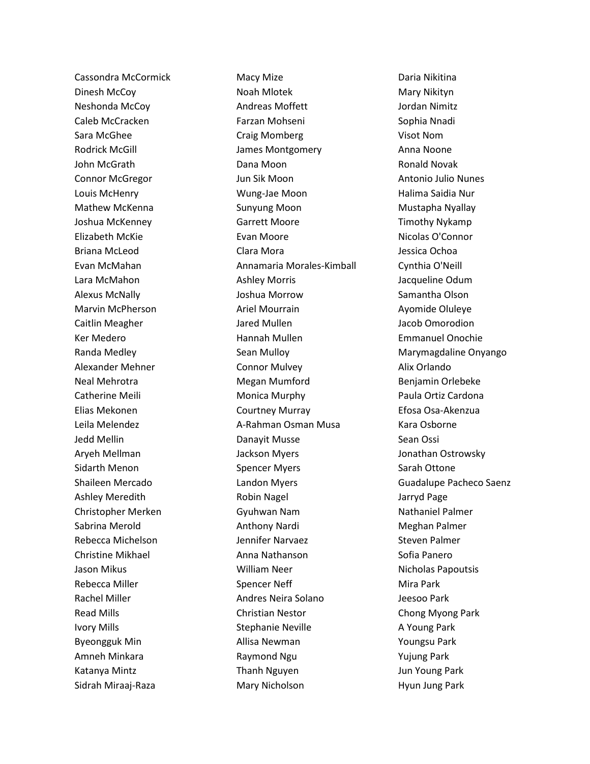Cassondra McCormick
Dinesh McCoy
Neshonda McCoy
Caleb McCracken
Sara McGhee
Rodrick McGill
John McGrath
Connor McGregor
Louis McHenry
Mathew McKenna
Joshua McKenney
Elizabeth McKie
Briana McLeod
Evan McMahan
Lara McMahon
Alexus McNally
Marvin McPherson
Caitlin Meagher
Ker Medero
Randa Medley
Alexander Mehner
Neal Mehrotra
Catherine Meili
Elias Mekonen
Leila Melendez
Jedd Mellin
Aryeh Mellman
Sidarth Menon
Shaileen Mercado
Ashley Meredith
Christopher Merken
Sabrina Merold
Rebecca Michelson
Christine Mikhael
Jason Mikus
Rebecca Miller
Rachel Miller
Read Mills
Ivory Mills
Byeongguk Min
Amneh Minkara
Katanya Mintz
Sidrah Miraaj-Raza
Macy Mize
Noah Mlotek
Andreas Moffett
Farzan Mohseni
Craig Momberg
James Montgomery
Dana Moon
Jun Sik Moon
Wung-Jae Moon
Sunyung Moon
Garrett Moore
Evan Moore
Clara Mora
Annamaria Morales-Kimball
Ashley Morris
Joshua Morrow
Ariel Mourrain
Jared Mullen
Hannah Mullen
Sean Mulloy
Connor Mulvey
Megan Mumford
Monica Murphy
Courtney Murray
A-Rahman Osman Musa
Danayit Musse
Jackson Myers
Spencer Myers
Landon Myers
Robin Nagel
Gyuhwan Nam
Anthony Nardi
Jennifer Narvaez
Anna Nathanson
William Neer
Spencer Neff
Andres Neira Solano
Christian Nestor
Stephanie Neville
Allisa Newman
Raymond Ngu
Thanh Nguyen
Mary Nicholson
Daria Nikitina
Mary Nikityn
Jordan Nimitz
Sophia Nnadi
Visot Nom
Anna Noone
Ronald Novak
Antonio Julio Nunes
Halima Saidia Nur
Mustapha Nyallay
Timothy Nykamp
Nicolas O'Connor
Jessica Ochoa
Cynthia O'Neill
Jacqueline Odum
Samantha Olson
Ayomide Oluleye
Jacob Omorodion
Emmanuel Onochie
Marymagdaline Onyango
Alix Orlando
Benjamin Orlebeke
Paula Ortiz Cardona
Efosa Osa-Akenzua
Kara Osborne
Sean Ossi
Jonathan Ostrowsky
Sarah Ottone
Guadalupe Pacheco Saenz
Jarryd Page
Nathaniel Palmer
Meghan Palmer
Steven Palmer
Sofia Panero
Nicholas Papoutsis
Mira Park
Jeesoo Park
Chong Myong Park
A Young Park
Youngsu Park
Yujung Park
Jun Young Park
Hyun Jung Park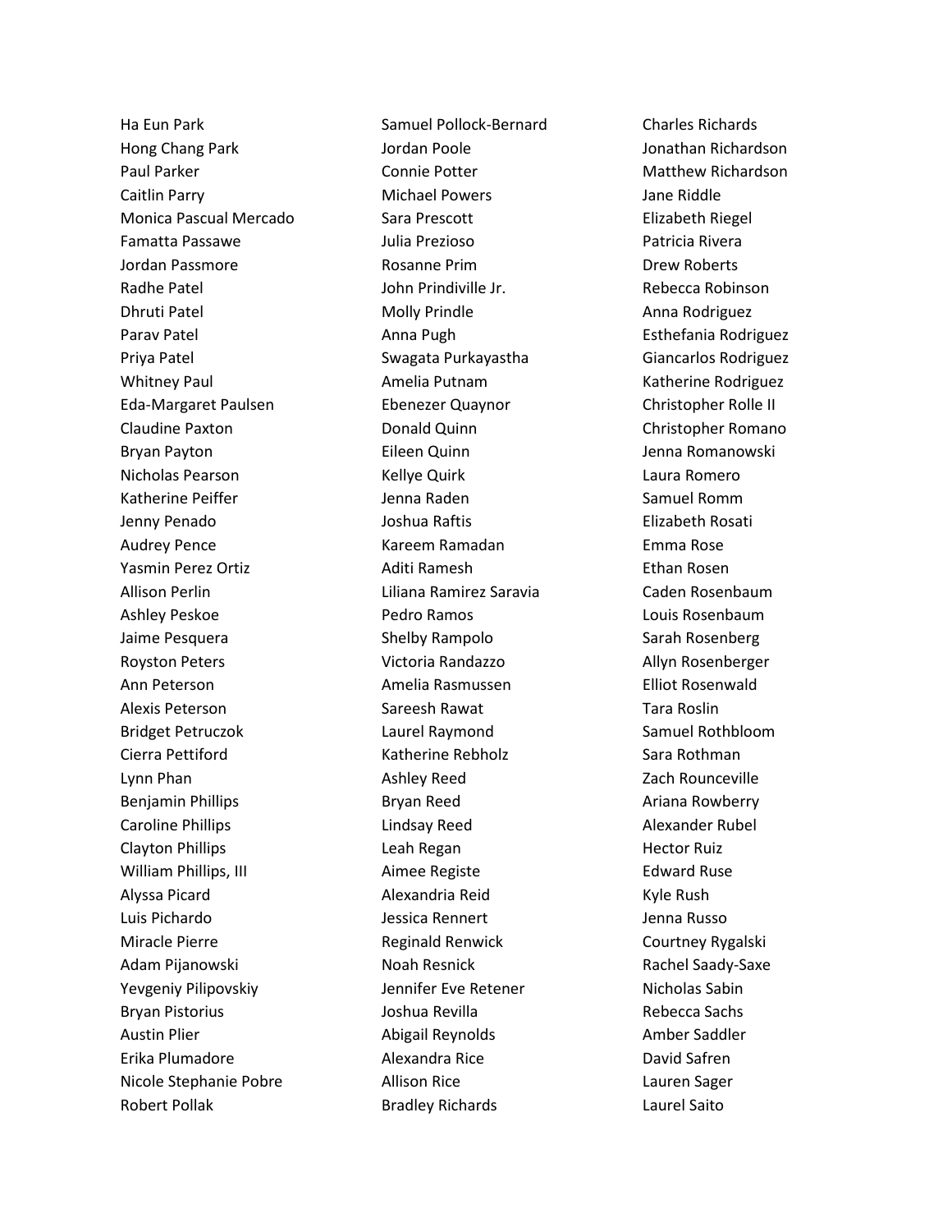Ha Eun Park
Hong Chang Park
Paul Parker
Caitlin Parry
Monica Pascual Mercado
Famatta Passawe
Jordan Passmore
Radhe Patel
Dhruti Patel
Parav Patel
Priya Patel
Whitney Paul
Eda-Margaret Paulsen
Claudine Paxton
Bryan Payton
Nicholas Pearson
Katherine Peiffer
Jenny Penado
Audrey Pence
Yasmin Perez Ortiz
Allison Perlin
Ashley Peskoe
Jaime Pesquera
Royston Peters
Ann Peterson
Alexis Peterson
Bridget Petruczok
Cierra Pettiford
Lynn Phan
Benjamin Phillips
Caroline Phillips
Clayton Phillips
William Phillips, III
Alyssa Picard
Luis Pichardo
Miracle Pierre
Adam Pijanowski
Yevgeniy Pilipovskiy
Bryan Pistorius
Austin Plier
Erika Plumadore
Nicole Stephanie Pobre
Robert Pollak
Samuel Pollock-Bernard
Jordan Poole
Connie Potter
Michael Powers
Sara Prescott
Julia Prezioso
Rosanne Prim
John Prindiville Jr.
Molly Prindle
Anna Pugh
Swagata Purkayastha
Amelia Putnam
Ebenezer Quaynor
Donald Quinn
Eileen Quinn
Kellye Quirk
Jenna Raden
Joshua Raftis
Kareem Ramadan
Aditi Ramesh
Liliana Ramirez Saravia
Pedro Ramos
Shelby Rampolo
Victoria Randazzo
Amelia Rasmussen
Sareesh Rawat
Laurel Raymond
Katherine Rebholz
Ashley Reed
Bryan Reed
Lindsay Reed
Leah Regan
Aimee Registe
Alexandria Reid
Jessica Rennert
Reginald Renwick
Noah Resnick
Jennifer Eve Retener
Joshua Revilla
Abigail Reynolds
Alexandra Rice
Allison Rice
Bradley Richards
Charles Richards
Jonathan Richardson
Matthew Richardson
Jane Riddle
Elizabeth Riegel
Patricia Rivera
Drew Roberts
Rebecca Robinson
Anna Rodriguez
Esthefania Rodriguez
Giancarlos Rodriguez
Katherine Rodriguez
Christopher Rolle II
Christopher Romano
Jenna Romanowski
Laura Romero
Samuel Romm
Elizabeth Rosati
Emma Rose
Ethan Rosen
Caden Rosenbaum
Louis Rosenbaum
Sarah Rosenberg
Allyn Rosenberger
Elliot Rosenwald
Tara Roslin
Samuel Rothbloom
Sara Rothman
Zach Rounceville
Ariana Rowberry
Alexander Rubel
Hector Ruiz
Edward Ruse
Kyle Rush
Jenna Russo
Courtney Rygalski
Rachel Saady-Saxe
Nicholas Sabin
Rebecca Sachs
Amber Saddler
David Safren
Lauren Sager
Laurel Saito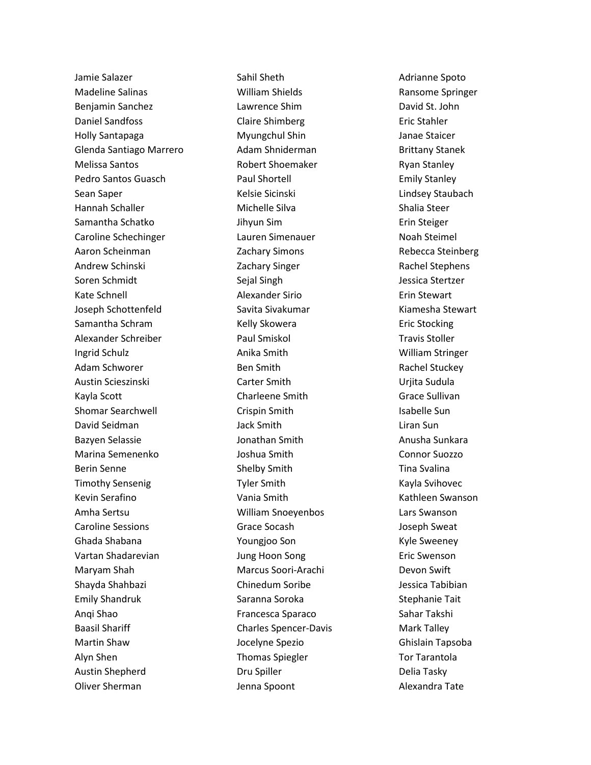Jamie Salazer
Madeline Salinas
Benjamin Sanchez
Daniel Sandfoss
Holly Santapaga
Glenda Santiago Marrero
Melissa Santos
Pedro Santos Guasch
Sean Saper
Hannah Schaller
Samantha Schatko
Caroline Schechinger
Aaron Scheinman
Andrew Schinski
Soren Schmidt
Kate Schnell
Joseph Schottenfeld
Samantha Schram
Alexander Schreiber
Ingrid Schulz
Adam Schworer
Austin Scieszinski
Kayla Scott
Shomar Searchwell
David Seidman
Bazyen Selassie
Marina Semenenko
Berin Senne
Timothy Sensenig
Kevin Serafino
Amha Sertsu
Caroline Sessions
Ghada Shabana
Vartan Shadarevian
Maryam Shah
Shayda Shahbazi
Emily Shandruk
Anqi Shao
Baasil Shariff
Martin Shaw
Alyn Shen
Austin Shepherd
Oliver Sherman
Sahil Sheth
William Shields
Lawrence Shim
Claire Shimberg
Myungchul Shin
Adam Shniderman
Robert Shoemaker
Paul Shortell
Kelsie Sicinski
Michelle Silva
Jihyun Sim
Lauren Simenauer
Zachary Simons
Zachary Singer
Sejal Singh
Alexander Sirio
Savita Sivakumar
Kelly Skowera
Paul Smiskol
Anika Smith
Ben Smith
Carter Smith
Charleene Smith
Crispin Smith
Jack Smith
Jonathan Smith
Joshua Smith
Shelby Smith
Tyler Smith
Vania Smith
William Snoeyenbos
Grace Socash
Youngjoo Son
Jung Hoon Song
Marcus Soori-Arachi
Chinedum Soribe
Saranna Soroka
Francesca Sparaco
Charles Spencer-Davis
Jocelyne Spezio
Thomas Spiegler
Dru Spiller
Jenna Spoont
Adrianne Spoto
Ransome Springer
David St. John
Eric Stahler
Janae Staicer
Brittany Stanek
Ryan Stanley
Emily Stanley
Lindsey Staubach
Shalia Steer
Erin Steiger
Noah Steimel
Rebecca Steinberg
Rachel Stephens
Jessica Stertzer
Erin Stewart
Kiamesha Stewart
Eric Stocking
Travis Stoller
William Stringer
Rachel Stuckey
Urjita Sudula
Grace Sullivan
Isabelle Sun
Liran Sun
Anusha Sunkara
Connor Suozzo
Tina Svalina
Kayla Svihovec
Kathleen Swanson
Lars Swanson
Joseph Sweat
Kyle Sweeney
Eric Swenson
Devon Swift
Jessica Tabibian
Stephanie Tait
Sahar Takshi
Mark Talley
Ghislain Tapsoba
Tor Tarantola
Delia Tasky
Alexandra Tate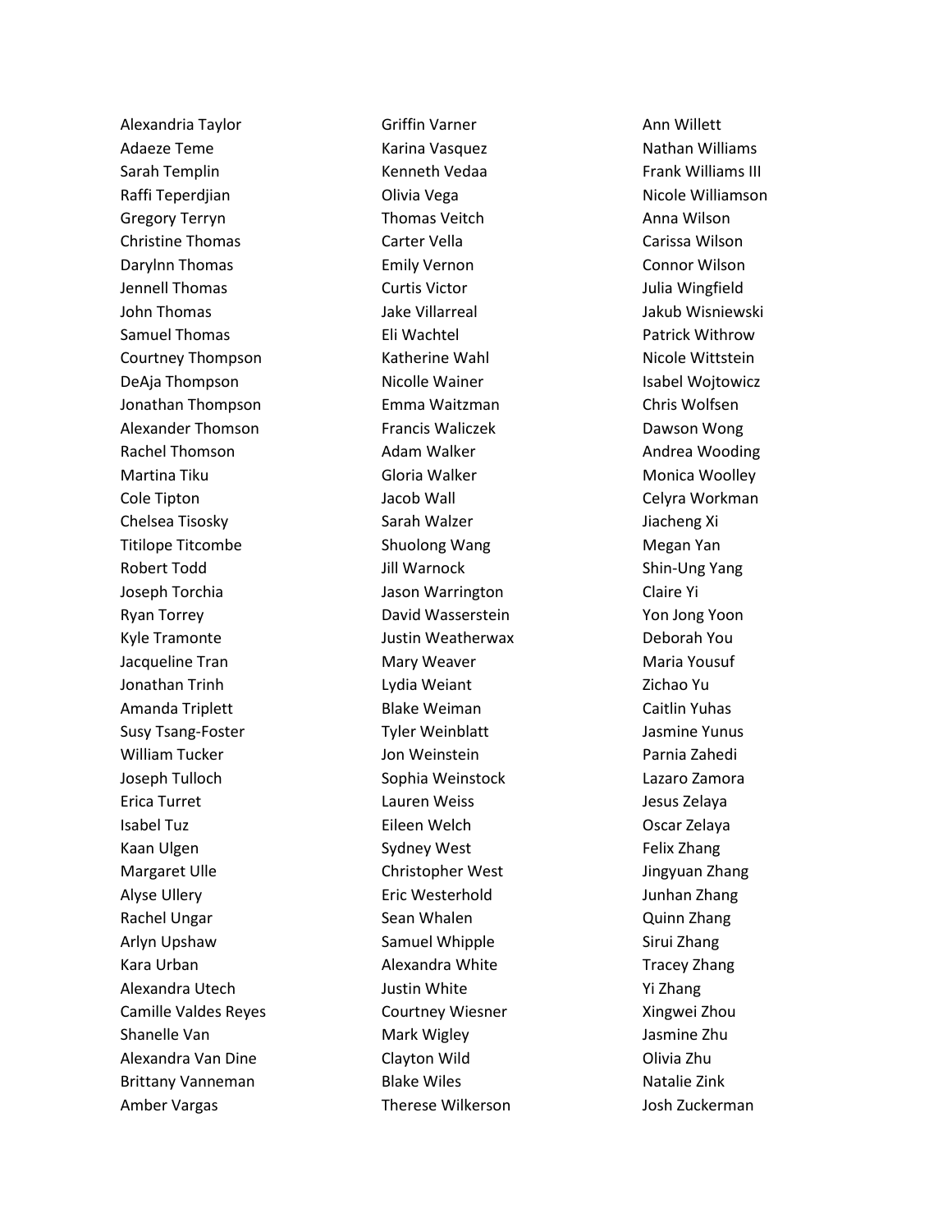Alexandria Taylor
Adaeze Teme
Sarah Templin
Raffi Teperdjian
Gregory Terryn
Christine Thomas
Darylnn Thomas
Jennell Thomas
John Thomas
Samuel Thomas
Courtney Thompson
DeAja Thompson
Jonathan Thompson
Alexander Thomson
Rachel Thomson
Martina Tiku
Cole Tipton
Chelsea Tisosky
Titilope Titcombe
Robert Todd
Joseph Torchia
Ryan Torrey
Kyle Tramonte
Jacqueline Tran
Jonathan Trinh
Amanda Triplett
Susy Tsang-Foster
William Tucker
Joseph Tulloch
Erica Turret
Isabel Tuz
Kaan Ulgen
Margaret Ulle
Alyse Ullery
Rachel Ungar
Arlyn Upshaw
Kara Urban
Alexandra Utech
Camille Valdes Reyes
Shanelle Van
Alexandra Van Dine
Brittany Vanneman
Amber Vargas
Griffin Varner
Karina Vasquez
Kenneth Vedaa
Olivia Vega
Thomas Veitch
Carter Vella
Emily Vernon
Curtis Victor
Jake Villarreal
Eli Wachtel
Katherine Wahl
Nicolle Wainer
Emma Waitzman
Francis Waliczek
Adam Walker
Gloria Walker
Jacob Wall
Sarah Walzer
Shuolong Wang
Jill Warnock
Jason Warrington
David Wasserstein
Justin Weatherwax
Mary Weaver
Lydia Weiant
Blake Weiman
Tyler Weinblatt
Jon Weinstein
Sophia Weinstock
Lauren Weiss
Eileen Welch
Sydney West
Christopher West
Eric Westerhold
Sean Whalen
Samuel Whipple
Alexandra White
Justin White
Courtney Wiesner
Mark Wigley
Clayton Wild
Blake Wiles
Therese Wilkerson
Ann Willett
Nathan Williams
Frank Williams III
Nicole Williamson
Anna Wilson
Carissa Wilson
Connor Wilson
Julia Wingfield
Jakub Wisniewski
Patrick Withrow
Nicole Wittstein
Isabel Wojtowicz
Chris Wolfsen
Dawson Wong
Andrea Wooding
Monica Woolley
Celyra Workman
Jiacheng Xi
Megan Yan
Shin-Ung Yang
Claire Yi
Yon Jong Yoon
Deborah You
Maria Yousuf
Zichao Yu
Caitlin Yuhas
Jasmine Yunus
Parnia Zahedi
Lazaro Zamora
Jesus Zelaya
Oscar Zelaya
Felix Zhang
Jingyuan Zhang
Junhan Zhang
Quinn Zhang
Sirui Zhang
Tracey Zhang
Yi Zhang
Xingwei Zhou
Jasmine Zhu
Olivia Zhu
Natalie Zink
Josh Zuckerman